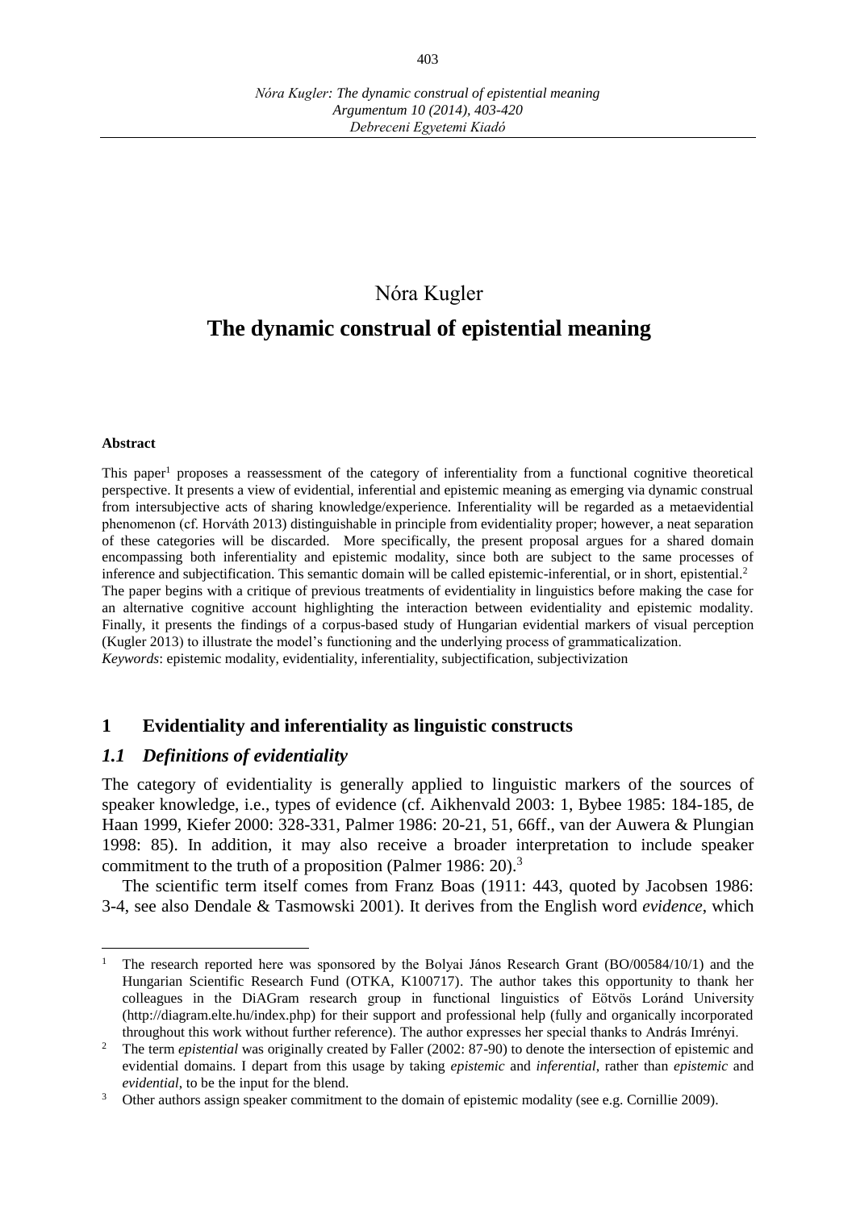# Nóra Kugler

# The dynamic construal of epistential meaning

**Abstract**

This paper[1] proposes a reassessment of the category of inferentiality from a functional cognitive theoretical perspective. It presents a view of evidential, inferential and epistemic meaning as emerging via dynamic construal from intersubjective acts of sharing knowledge/experience. Inferentiality will be regarded as a metaevidential phenomenon (cf. Horváth 2013) distinguishable in principle from evidentiality proper; however, a neat separation of these categories will be discarded. More specifically, the present proposal argues for a shared domain encompassing both inferentiality and epistemic modality, since both are subject to the same processes of inference and subjectification. This semantic domain will be called epistemic-inferential, or in short, epistential.[2] The paper begins with a critique of previous treatments of evidentiality in linguistics before making the case for an alternative cognitive account highlighting the interaction between evidentiality and epistemic modality. Finally, it presents the findings of a corpus-based study of Hungarian evidential markers of visual perception (Kugler 2013) to illustrate the model's functioning and the underlying process of grammaticalization.

*Keywords*: epistemic modality, evidentiality, inferentiality, subjectification, subjectivization

## 1 Evidentiality and inferentiality as linguistic constructs

### *1.1 Definitions of evidentiality*

The category of evidentiality is generally applied to linguistic markers of the sources of speaker knowledge, i.e., types of evidence (cf. Aikhenvald 2003: 1, Bybee 1985: 184-185, de Haan 1999, Kiefer 2000: 328-331, Palmer 1986: 20-21, 51, 66ff., van der Auwera & Plungian 1998: 85). In addition, it may also receive a broader interpretation to include speaker commitment to the truth of a proposition (Palmer 1986: 20).[3]

The scientific term itself comes from Franz Boas (1911: 443, quoted by Jacobsen 1986: 3-4, see also Dendale & Tasmowski 2001). It derives from the English word *evidence*, which

---

[1] The research reported here was sponsored by the Bolyai János Research Grant (BO/00584/10/1) and the Hungarian Scientific Research Fund (OTKA, K100717). The author takes this opportunity to thank her colleagues in the DiAGram research group in functional linguistics of Eötvös Loránd University (http://diagram.elte.hu/index.php) for their support and professional help (fully and organically incorporated throughout this work without further reference). The author expresses her special thanks to András Imrényi.

[2] The term *epistential* was originally created by Faller (2002: 87-90) to denote the intersection of epistemic and evidential domains. I depart from this usage by taking *epistemic* and *inferential*, rather than *epistemic* and *evidential*, to be the input for the blend.

[3] Other authors assign speaker commitment to the domain of epistemic modality (see e.g. Cornillie 2009).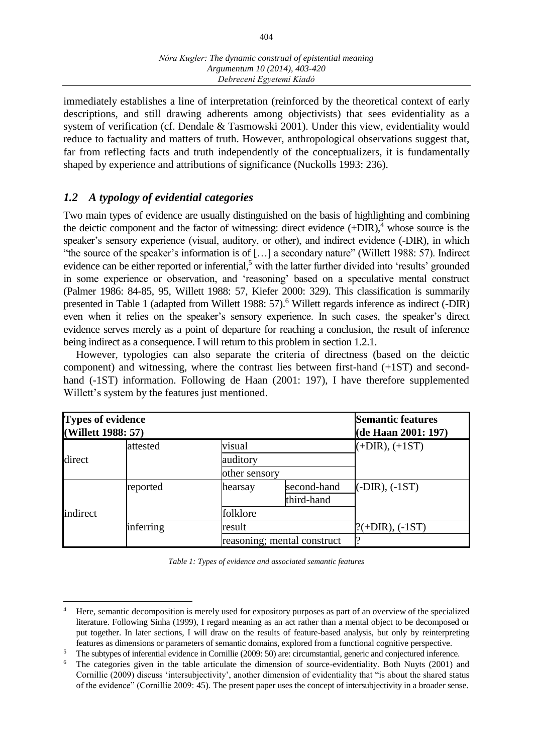immediately establishes a line of interpretation (reinforced by the theoretical context of early descriptions, and still drawing adherents among objectivists) that sees evidentiality as a system of verification (cf. Dendale & Tasmowski 2001). Under this view, evidentiality would reduce to factuality and matters of truth. However, anthropological observations suggest that, far from reflecting facts and truth independently of the conceptualizers, it is fundamentally shaped by experience and attributions of significance (Nuckolls 1993: 236).

### *1.2 A typology of evidential categories*

Two main types of evidence are usually distinguished on the basis of highlighting and combining the deictic component and the factor of witnessing: direct evidence (+DIR),[4] whose source is the speaker's sensory experience (visual, auditory, or other), and indirect evidence (-DIR), in which "the source of the speaker's information is of […] a secondary nature" (Willett 1988: 57). Indirect evidence can be either reported or inferential,[5] with the latter further divided into 'results' grounded in some experience or observation, and 'reasoning' based on a speculative mental construct (Palmer 1986: 84-85, 95, Willett 1988: 57, Kiefer 2000: 329). This classification is summarily presented in Table 1 (adapted from Willett 1988: 57).[6] Willett regards inference as indirect (-DIR) even when it relies on the speaker's sensory experience. In such cases, the speaker's direct evidence serves merely as a point of departure for reaching a conclusion, the result of inference being indirect as a consequence. I will return to this problem in section 1.2.1.

However, typologies can also separate the criteria of directness (based on the deictic component) and witnessing, where the contrast lies between first-hand (+1ST) and second-hand (-1ST) information. Following de Haan (2001: 197), I have therefore supplemented Willett's system by the features just mentioned.

| **Types of evidence (Willett 1988: 57)** | | | | **Semantic features (de Haan 2001: 197)** |
|---|---|---|---|---|
| direct | attested | visual | | (+DIR), (+1ST) |
| | | auditory | | |
| | | other sensory | | |
| indirect | reported | hearsay | second-hand | (-DIR), (-1ST) |
| | | | third-hand | |
| | | folklore | | |
| | inferring | result | | ?(+DIR), (-1ST) |
| | | reasoning; mental construct | | ? |

*Table 1: Types of evidence and associated semantic features*

---

[4] Here, semantic decomposition is merely used for expository purposes as part of an overview of the specialized literature. Following Sinha (1999), I regard meaning as an act rather than a mental object to be decomposed or put together. In later sections, I will draw on the results of feature-based analysis, but only by reinterpreting features as dimensions or parameters of semantic domains, explored from a functional cognitive perspective.

[5] The subtypes of inferential evidence in Cornillie (2009: 50) are: circumstantial, generic and conjectured inference.

[6] The categories given in the table articulate the dimension of source-evidentiality. Both Nuyts (2001) and Cornillie (2009) discuss 'intersubjectivity', another dimension of evidentiality that "is about the shared status of the evidence" (Cornillie 2009: 45). The present paper uses the concept of intersubjectivity in a broader sense.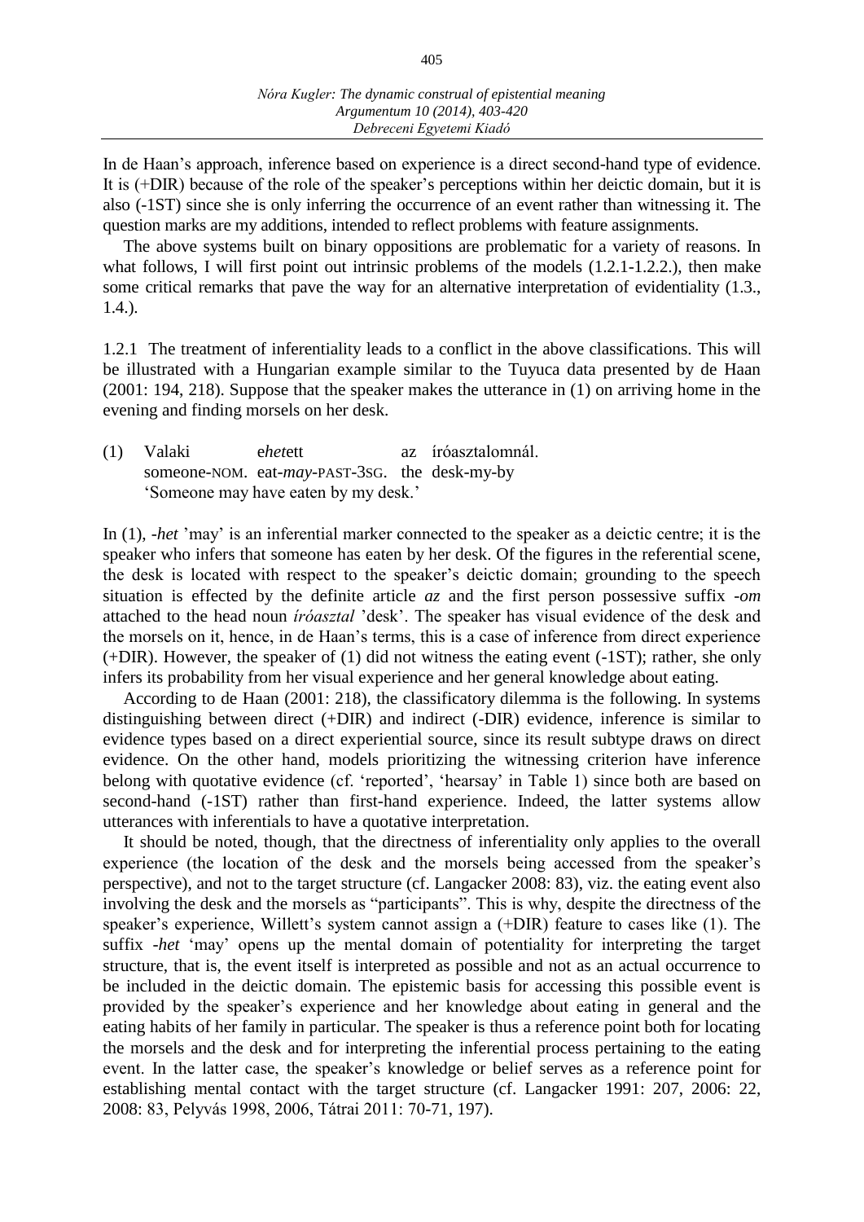In de Haan's approach, inference based on experience is a direct second-hand type of evidence. It is (+DIR) because of the role of the speaker's perceptions within her deictic domain, but it is also (-1ST) since she is only inferring the occurrence of an event rather than witnessing it. The question marks are my additions, intended to reflect problems with feature assignments.

The above systems built on binary oppositions are problematic for a variety of reasons. In what follows, I will first point out intrinsic problems of the models (1.2.1-1.2.2.), then make some critical remarks that pave the way for an alternative interpretation of evidentiality (1.3., 1.4.).

1.2.1 The treatment of inferentiality leads to a conflict in the above classifications. This will be illustrated with a Hungarian example similar to the Tuyuca data presented by de Haan (2001: 194, 218). Suppose that the speaker makes the utterance in (1) on arriving home in the evening and finding morsels on her desk.

(1) Valaki e*het*ett az íróasztalomnál.
someone-NOM. eat-*may*-PAST-3SG. the desk-my-by
'Someone may have eaten by my desk.'

In (1), *-het* 'may' is an inferential marker connected to the speaker as a deictic centre; it is the speaker who infers that someone has eaten by her desk. Of the figures in the referential scene, the desk is located with respect to the speaker's deictic domain; grounding to the speech situation is effected by the definite article *az* and the first person possessive suffix *-om* attached to the head noun *íróasztal* 'desk'. The speaker has visual evidence of the desk and the morsels on it, hence, in de Haan's terms, this is a case of inference from direct experience (+DIR). However, the speaker of (1) did not witness the eating event (-1ST); rather, she only infers its probability from her visual experience and her general knowledge about eating.

According to de Haan (2001: 218), the classificatory dilemma is the following. In systems distinguishing between direct (+DIR) and indirect (-DIR) evidence, inference is similar to evidence types based on a direct experiential source, since its result subtype draws on direct evidence. On the other hand, models prioritizing the witnessing criterion have inference belong with quotative evidence (cf. 'reported', 'hearsay' in Table 1) since both are based on second-hand (-1ST) rather than first-hand experience. Indeed, the latter systems allow utterances with inferentials to have a quotative interpretation.

It should be noted, though, that the directness of inferentiality only applies to the overall experience (the location of the desk and the morsels being accessed from the speaker's perspective), and not to the target structure (cf. Langacker 2008: 83), viz. the eating event also involving the desk and the morsels as "participants". This is why, despite the directness of the speaker's experience, Willett's system cannot assign a (+DIR) feature to cases like (1). The suffix *-het* 'may' opens up the mental domain of potentiality for interpreting the target structure, that is, the event itself is interpreted as possible and not as an actual occurrence to be included in the deictic domain. The epistemic basis for accessing this possible event is provided by the speaker's experience and her knowledge about eating in general and the eating habits of her family in particular. The speaker is thus a reference point both for locating the morsels and the desk and for interpreting the inferential process pertaining to the eating event. In the latter case, the speaker's knowledge or belief serves as a reference point for establishing mental contact with the target structure (cf. Langacker 1991: 207, 2006: 22, 2008: 83, Pelyvás 1998, 2006, Tátrai 2011: 70-71, 197).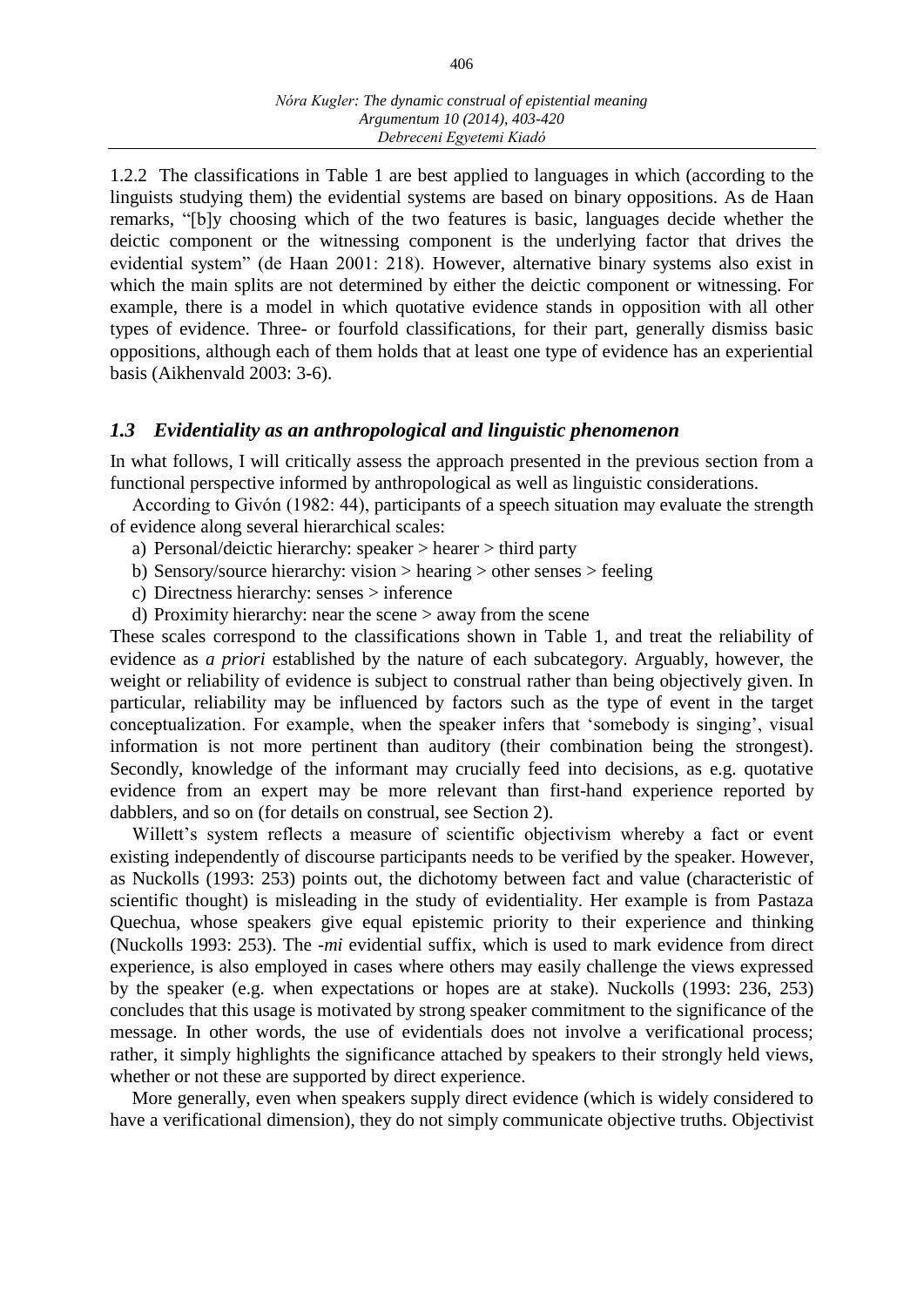1.2.2 The classifications in Table 1 are best applied to languages in which (according to the linguists studying them) the evidential systems are based on binary oppositions. As de Haan remarks, "[b]y choosing which of the two features is basic, languages decide whether the deictic component or the witnessing component is the underlying factor that drives the evidential system" (de Haan 2001: 218). However, alternative binary systems also exist in which the main splits are not determined by either the deictic component or witnessing. For example, there is a model in which quotative evidence stands in opposition with all other types of evidence. Three- or fourfold classifications, for their part, generally dismiss basic oppositions, although each of them holds that at least one type of evidence has an experiential basis (Aikhenvald 2003: 3-6).

### *1.3 Evidentiality as an anthropological and linguistic phenomenon*

In what follows, I will critically assess the approach presented in the previous section from a functional perspective informed by anthropological as well as linguistic considerations.

According to Givón (1982: 44), participants of a speech situation may evaluate the strength of evidence along several hierarchical scales:

a) Personal/deictic hierarchy: speaker > hearer > third party
b) Sensory/source hierarchy: vision > hearing > other senses > feeling
c) Directness hierarchy: senses > inference
d) Proximity hierarchy: near the scene > away from the scene

These scales correspond to the classifications shown in Table 1, and treat the reliability of evidence as *a priori* established by the nature of each subcategory. Arguably, however, the weight or reliability of evidence is subject to construal rather than being objectively given. In particular, reliability may be influenced by factors such as the type of event in the target conceptualization. For example, when the speaker infers that 'somebody is singing', visual information is not more pertinent than auditory (their combination being the strongest). Secondly, knowledge of the informant may crucially feed into decisions, as e.g. quotative evidence from an expert may be more relevant than first-hand experience reported by dabblers, and so on (for details on construal, see Section 2).

Willett's system reflects a measure of scientific objectivism whereby a fact or event existing independently of discourse participants needs to be verified by the speaker. However, as Nuckolls (1993: 253) points out, the dichotomy between fact and value (characteristic of scientific thought) is misleading in the study of evidentiality. Her example is from Pastaza Quechua, whose speakers give equal epistemic priority to their experience and thinking (Nuckolls 1993: 253). The *-mi* evidential suffix, which is used to mark evidence from direct experience, is also employed in cases where others may easily challenge the views expressed by the speaker (e.g. when expectations or hopes are at stake). Nuckolls (1993: 236, 253) concludes that this usage is motivated by strong speaker commitment to the significance of the message. In other words, the use of evidentials does not involve a verificational process; rather, it simply highlights the significance attached by speakers to their strongly held views, whether or not these are supported by direct experience.

More generally, even when speakers supply direct evidence (which is widely considered to have a verificational dimension), they do not simply communicate objective truths. Objectivist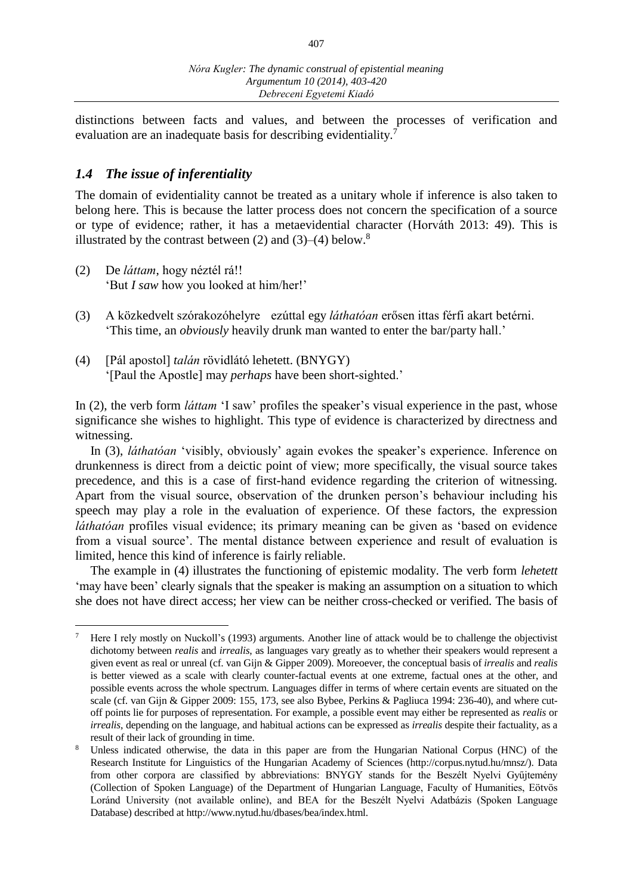distinctions between facts and values, and between the processes of verification and evaluation are an inadequate basis for describing evidentiality.[7]

### *1.4 The issue of inferentiality*

The domain of evidentiality cannot be treated as a unitary whole if inference is also taken to belong here. This is because the latter process does not concern the specification of a source or type of evidence; rather, it has a metaevidential character (Horváth 2013: 49). This is illustrated by the contrast between (2) and (3)–(4) below.[8]

(2) De *láttam*, hogy néztél rá!!
'But *I saw* how you looked at him/her!'

(3) A közkedvelt szórakozóhelyre ezúttal egy *láthatóan* erősen ittas férfi akart betérni.
'This time, an *obviously* heavily drunk man wanted to enter the bar/party hall.'

(4) [Pál apostol] *talán* rövidlátó lehetett. (BNYGY)
'[Paul the Apostle] may *perhaps* have been short-sighted.'

In (2), the verb form *láttam* 'I saw' profiles the speaker's visual experience in the past, whose significance she wishes to highlight. This type of evidence is characterized by directness and witnessing.

In (3), *láthatóan* 'visibly, obviously' again evokes the speaker's experience. Inference on drunkenness is direct from a deictic point of view; more specifically, the visual source takes precedence, and this is a case of first-hand evidence regarding the criterion of witnessing. Apart from the visual source, observation of the drunken person's behaviour including his speech may play a role in the evaluation of experience. Of these factors, the expression *láthatóan* profiles visual evidence; its primary meaning can be given as 'based on evidence from a visual source'. The mental distance between experience and result of evaluation is limited, hence this kind of inference is fairly reliable.

The example in (4) illustrates the functioning of epistemic modality. The verb form *lehetett* 'may have been' clearly signals that the speaker is making an assumption on a situation to which she does not have direct access; her view can be neither cross-checked or verified. The basis of

---

[7] Here I rely mostly on Nuckoll's (1993) arguments. Another line of attack would be to challenge the objectivist dichotomy between *realis* and *irrealis*, as languages vary greatly as to whether their speakers would represent a given event as real or unreal (cf. van Gijn & Gipper 2009). Moreoever, the conceptual basis of *irrealis* and *realis* is better viewed as a scale with clearly counter-factual events at one extreme, factual ones at the other, and possible events across the whole spectrum. Languages differ in terms of where certain events are situated on the scale (cf. van Gijn & Gipper 2009: 155, 173, see also Bybee, Perkins & Pagliuca 1994: 236-40), and where cut-off points lie for purposes of representation. For example, a possible event may either be represented as *realis* or *irrealis*, depending on the language, and habitual actions can be expressed as *irrealis* despite their factuality, as a result of their lack of grounding in time.

[8] Unless indicated otherwise, the data in this paper are from the Hungarian National Corpus (HNC) of the Research Institute for Linguistics of the Hungarian Academy of Sciences (http://corpus.nytud.hu/mnsz/). Data from other corpora are classified by abbreviations: BNYGY stands for the Beszélt Nyelvi Gyűjtemény (Collection of Spoken Language) of the Department of Hungarian Language, Faculty of Humanities, Eötvös Loránd University (not available online), and BEA for the Beszélt Nyelvi Adatbázis (Spoken Language Database) described at http://www.nytud.hu/dbases/bea/index.html.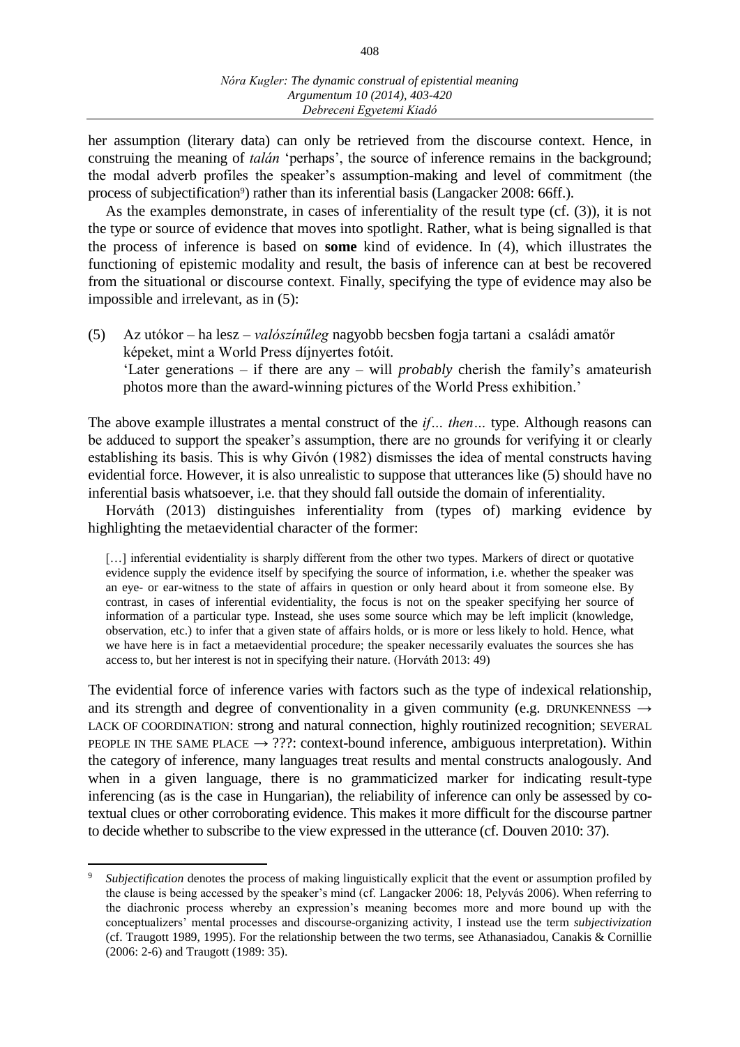her assumption (literary data) can only be retrieved from the discourse context. Hence, in construing the meaning of *talán* 'perhaps', the source of inference remains in the background; the modal adverb profiles the speaker's assumption-making and level of commitment (the process of subjectification[9]) rather than its inferential basis (Langacker 2008: 66ff.).

As the examples demonstrate, in cases of inferentiality of the result type (cf. (3)), it is not the type or source of evidence that moves into spotlight. Rather, what is being signalled is that the process of inference is based on **some** kind of evidence. In (4), which illustrates the functioning of epistemic modality and result, the basis of inference can at best be recovered from the situational or discourse context. Finally, specifying the type of evidence may also be impossible and irrelevant, as in (5):

(5) Az utókor – ha lesz – *valószínűleg* nagyobb becsben fogja tartani a családi amatőr képeket, mint a World Press díjnyertes fotóit.
'Later generations – if there are any – will *probably* cherish the family's amateurish photos more than the award-winning pictures of the World Press exhibition.'

The above example illustrates a mental construct of the *if… then…* type. Although reasons can be adduced to support the speaker's assumption, there are no grounds for verifying it or clearly establishing its basis. This is why Givón (1982) dismisses the idea of mental constructs having evidential force. However, it is also unrealistic to suppose that utterances like (5) should have no inferential basis whatsoever, i.e. that they should fall outside the domain of inferentiality.

Horváth (2013) distinguishes inferentiality from (types of) marking evidence by highlighting the metaevidential character of the former:

> […] inferential evidentiality is sharply different from the other two types. Markers of direct or quotative evidence supply the evidence itself by specifying the source of information, i.e. whether the speaker was an eye- or ear-witness to the state of affairs in question or only heard about it from someone else. By contrast, in cases of inferential evidentiality, the focus is not on the speaker specifying her source of information of a particular type. Instead, she uses some source which may be left implicit (knowledge, observation, etc.) to infer that a given state of affairs holds, or is more or less likely to hold. Hence, what we have here is in fact a metaevidential procedure; the speaker necessarily evaluates the sources she has access to, but her interest is not in specifying their nature. (Horváth 2013: 49)

The evidential force of inference varies with factors such as the type of indexical relationship, and its strength and degree of conventionality in a given community (e.g. DRUNKENNESS → LACK OF COORDINATION: strong and natural connection, highly routinized recognition; SEVERAL PEOPLE IN THE SAME PLACE → ???: context-bound inference, ambiguous interpretation). Within the category of inference, many languages treat results and mental constructs analogously. And when in a given language, there is no grammaticized marker for indicating result-type inferencing (as is the case in Hungarian), the reliability of inference can only be assessed by co-textual clues or other corroborating evidence. This makes it more difficult for the discourse partner to decide whether to subscribe to the view expressed in the utterance (cf. Douven 2010: 37).

[9] *Subjectification* denotes the process of making linguistically explicit that the event or assumption profiled by the clause is being accessed by the speaker's mind (cf. Langacker 2006: 18, Pelyvás 2006). When referring to the diachronic process whereby an expression's meaning becomes more and more bound up with the conceptualizers' mental processes and discourse-organizing activity, I instead use the term *subjectivization* (cf. Traugott 1989, 1995). For the relationship between the two terms, see Athanasiadou, Canakis & Cornillie (2006: 2-6) and Traugott (1989: 35).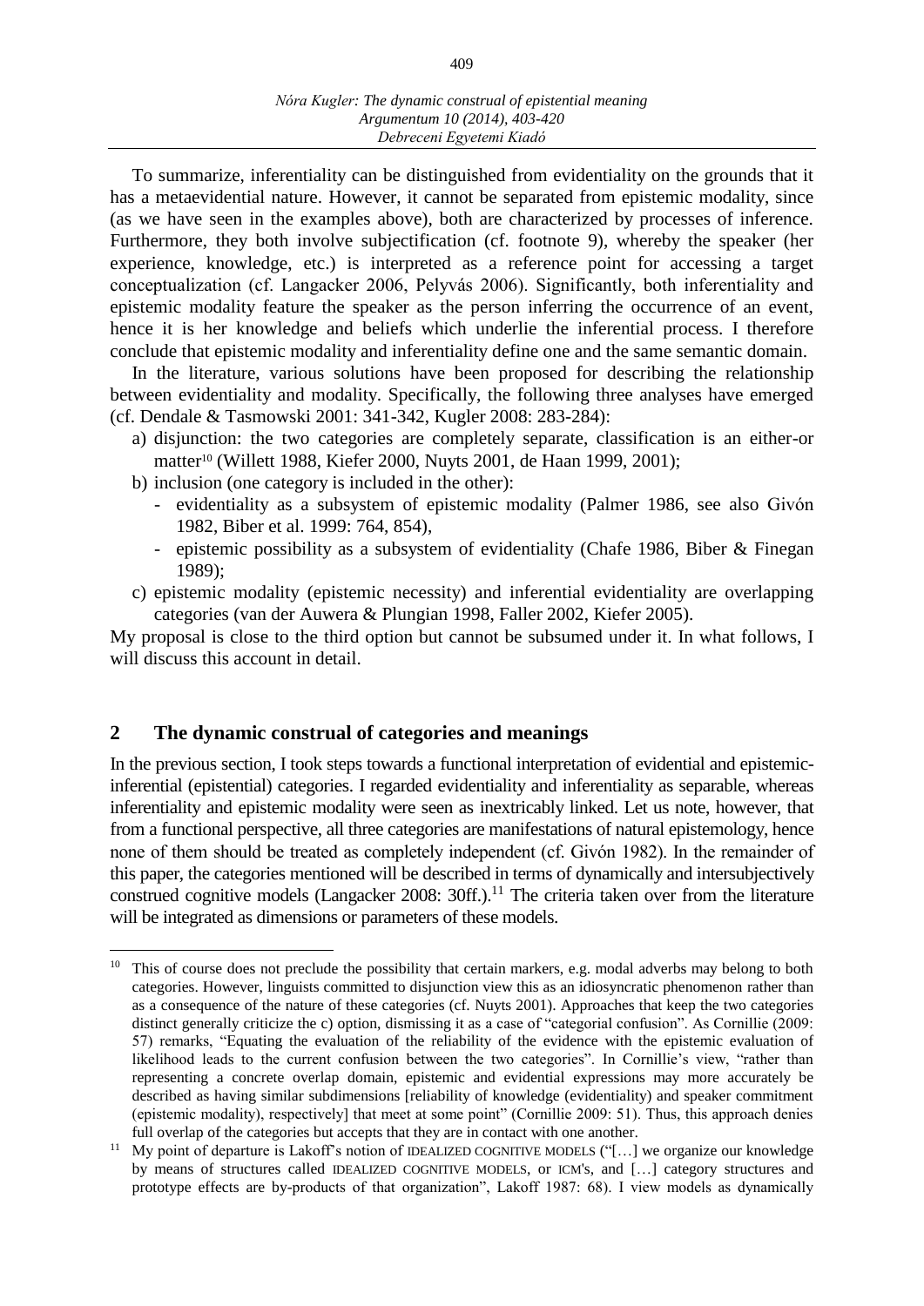To summarize, inferentiality can be distinguished from evidentiality on the grounds that it has a metaevidential nature. However, it cannot be separated from epistemic modality, since (as we have seen in the examples above), both are characterized by processes of inference. Furthermore, they both involve subjectification (cf. footnote 9), whereby the speaker (her experience, knowledge, etc.) is interpreted as a reference point for accessing a target conceptualization (cf. Langacker 2006, Pelyvás 2006). Significantly, both inferentiality and epistemic modality feature the speaker as the person inferring the occurrence of an event, hence it is her knowledge and beliefs which underlie the inferential process. I therefore conclude that epistemic modality and inferentiality define one and the same semantic domain.

In the literature, various solutions have been proposed for describing the relationship between evidentiality and modality. Specifically, the following three analyses have emerged (cf. Dendale & Tasmowski 2001: 341-342, Kugler 2008: 283-284):

a) disjunction: the two categories are completely separate, classification is an either-or matter[10] (Willett 1988, Kiefer 2000, Nuyts 2001, de Haan 1999, 2001);
b) inclusion (one category is included in the other):
   - evidentiality as a subsystem of epistemic modality (Palmer 1986, see also Givón 1982, Biber et al. 1999: 764, 854),
   - epistemic possibility as a subsystem of evidentiality (Chafe 1986, Biber & Finegan 1989);
c) epistemic modality (epistemic necessity) and inferential evidentiality are overlapping categories (van der Auwera & Plungian 1998, Faller 2002, Kiefer 2005).

My proposal is close to the third option but cannot be subsumed under it. In what follows, I will discuss this account in detail.

## 2 The dynamic construal of categories and meanings

In the previous section, I took steps towards a functional interpretation of evidential and epistemic-inferential (epistential) categories. I regarded evidentiality and inferentiality as separable, whereas inferentiality and epistemic modality were seen as inextricably linked. Let us note, however, that from a functional perspective, all three categories are manifestations of natural epistemology, hence none of them should be treated as completely independent (cf. Givón 1982). In the remainder of this paper, the categories mentioned will be described in terms of dynamically and intersubjectively construed cognitive models (Langacker 2008: 30ff.).[11] The criteria taken over from the literature will be integrated as dimensions or parameters of these models.

---

[10] This of course does not preclude the possibility that certain markers, e.g. modal adverbs may belong to both categories. However, linguists committed to disjunction view this as an idiosyncratic phenomenon rather than as a consequence of the nature of these categories (cf. Nuyts 2001). Approaches that keep the two categories distinct generally criticize the c) option, dismissing it as a case of "categorial confusion". As Cornillie (2009: 57) remarks, "Equating the evaluation of the reliability of the evidence with the epistemic evaluation of likelihood leads to the current confusion between the two categories". In Cornillie's view, "rather than representing a concrete overlap domain, epistemic and evidential expressions may more accurately be described as having similar subdimensions [reliability of knowledge (evidentiality) and speaker commitment (epistemic modality), respectively] that meet at some point" (Cornillie 2009: 51). Thus, this approach denies full overlap of the categories but accepts that they are in contact with one another.

[11] My point of departure is Lakoff's notion of IDEALIZED COGNITIVE MODELS ("[…] we organize our knowledge by means of structures called IDEALIZED COGNITIVE MODELS, or ICM's, and […] category structures and prototype effects are by-products of that organization", Lakoff 1987: 68). I view models as dynamically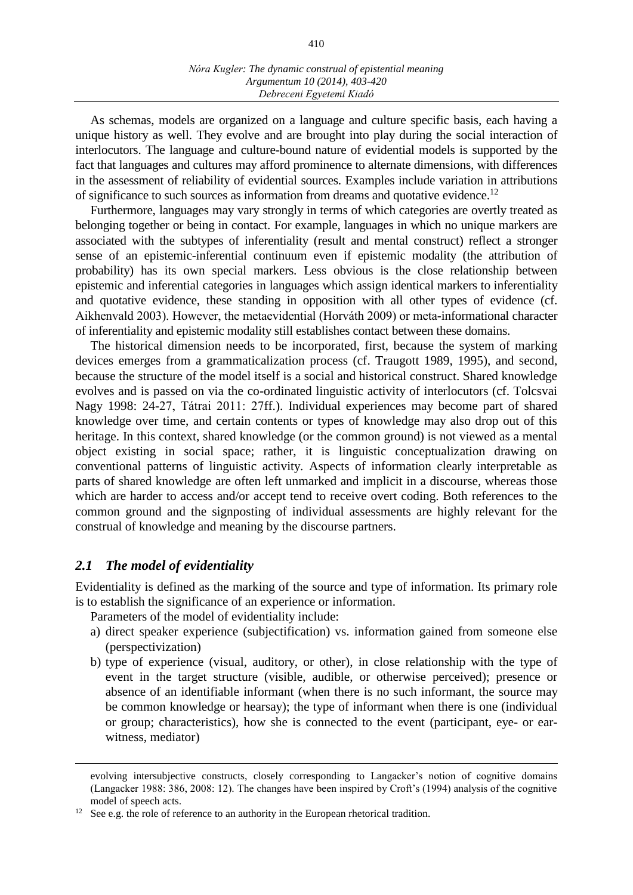As schemas, models are organized on a language and culture specific basis, each having a unique history as well. They evolve and are brought into play during the social interaction of interlocutors. The language and culture-bound nature of evidential models is supported by the fact that languages and cultures may afford prominence to alternate dimensions, with differences in the assessment of reliability of evidential sources. Examples include variation in attributions of significance to such sources as information from dreams and quotative evidence.[12]

Furthermore, languages may vary strongly in terms of which categories are overtly treated as belonging together or being in contact. For example, languages in which no unique markers are associated with the subtypes of inferentiality (result and mental construct) reflect a stronger sense of an epistemic-inferential continuum even if epistemic modality (the attribution of probability) has its own special markers. Less obvious is the close relationship between epistemic and inferential categories in languages which assign identical markers to inferentiality and quotative evidence, these standing in opposition with all other types of evidence (cf. Aikhenvald 2003). However, the metaevidential (Horváth 2009) or meta-informational character of inferentiality and epistemic modality still establishes contact between these domains.

The historical dimension needs to be incorporated, first, because the system of marking devices emerges from a grammaticalization process (cf. Traugott 1989, 1995), and second, because the structure of the model itself is a social and historical construct. Shared knowledge evolves and is passed on via the co-ordinated linguistic activity of interlocutors (cf. Tolcsvai Nagy 1998: 24-27, Tátrai 2011: 27ff.). Individual experiences may become part of shared knowledge over time, and certain contents or types of knowledge may also drop out of this heritage. In this context, shared knowledge (or the common ground) is not viewed as a mental object existing in social space; rather, it is linguistic conceptualization drawing on conventional patterns of linguistic activity. Aspects of information clearly interpretable as parts of shared knowledge are often left unmarked and implicit in a discourse, whereas those which are harder to access and/or accept tend to receive overt coding. Both references to the common ground and the signposting of individual assessments are highly relevant for the construal of knowledge and meaning by the discourse partners.

## *2.1 The model of evidentiality*

Evidentiality is defined as the marking of the source and type of information. Its primary role is to establish the significance of an experience or information.

Parameters of the model of evidentiality include:

a) direct speaker experience (subjectification) vs. information gained from someone else (perspectivization)
b) type of experience (visual, auditory, or other), in close relationship with the type of event in the target structure (visible, audible, or otherwise perceived); presence or absence of an identifiable informant (when there is no such informant, the source may be common knowledge or hearsay); the type of informant when there is one (individual or group; characteristics), how she is connected to the event (participant, eye- or ear-witness, mediator)

---

evolving intersubjective constructs, closely corresponding to Langacker's notion of cognitive domains (Langacker 1988: 386, 2008: 12). The changes have been inspired by Croft's (1994) analysis of the cognitive model of speech acts.

[12] See e.g. the role of reference to an authority in the European rhetorical tradition.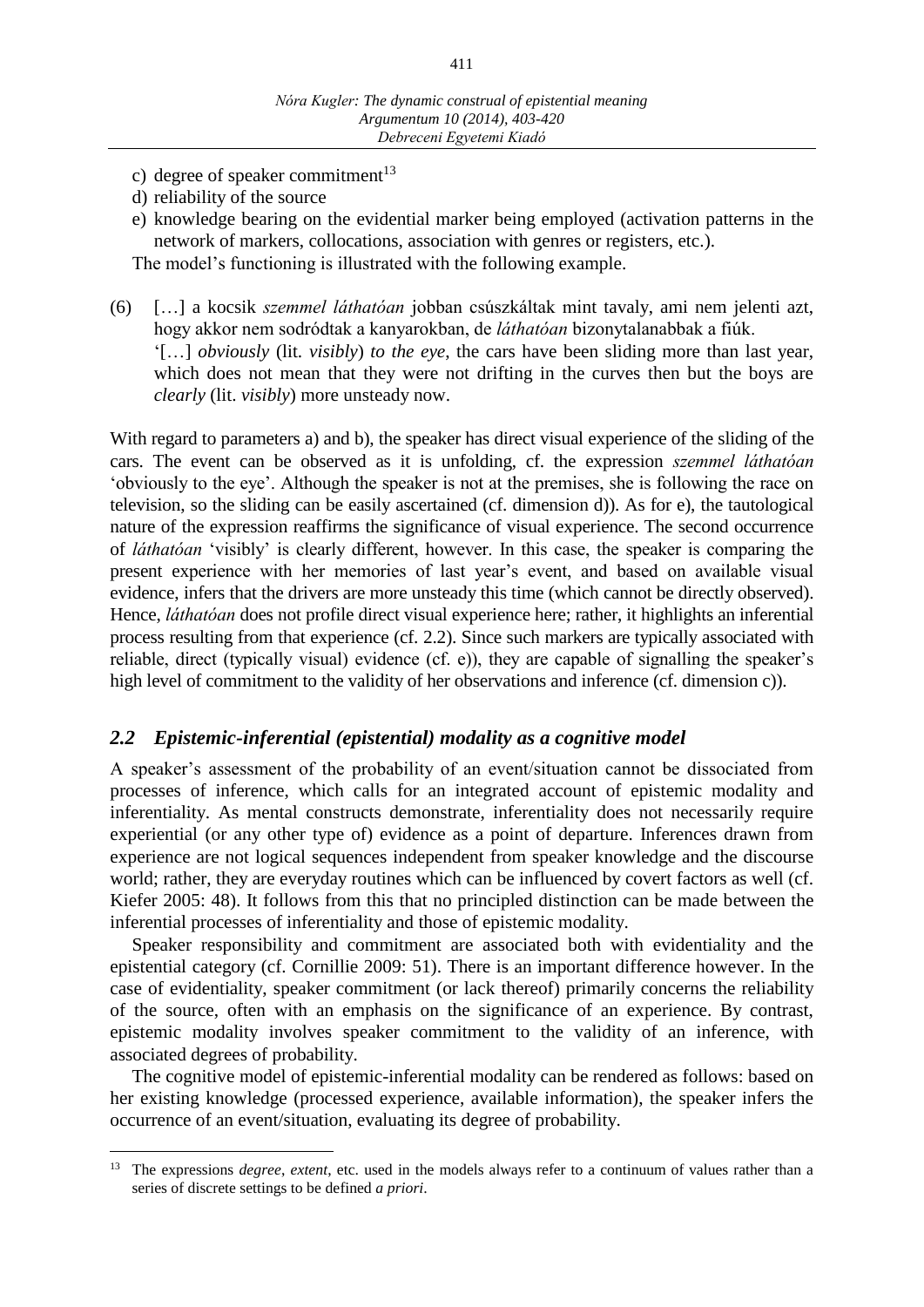c) degree of speaker commitment[13]
d) reliability of the source
e) knowledge bearing on the evidential marker being employed (activation patterns in the network of markers, collocations, association with genres or registers, etc.).

The model's functioning is illustrated with the following example.

(6) […] a kocsik *szemmel láthatóan* jobban csúszkáltak mint tavaly, ami nem jelenti azt, hogy akkor nem sodródtak a kanyarokban, de *láthatóan* bizonytalanabbak a fiúk.
'[…] *obviously* (lit. *visibly*) *to the eye*, the cars have been sliding more than last year, which does not mean that they were not drifting in the curves then but the boys are *clearly* (lit. *visibly*) more unsteady now.

With regard to parameters a) and b), the speaker has direct visual experience of the sliding of the cars. The event can be observed as it is unfolding, cf. the expression *szemmel láthatóan* 'obviously to the eye'. Although the speaker is not at the premises, she is following the race on television, so the sliding can be easily ascertained (cf. dimension d)). As for e), the tautological nature of the expression reaffirms the significance of visual experience. The second occurrence of *láthatóan* 'visibly' is clearly different, however. In this case, the speaker is comparing the present experience with her memories of last year's event, and based on available visual evidence, infers that the drivers are more unsteady this time (which cannot be directly observed). Hence, *láthatóan* does not profile direct visual experience here; rather, it highlights an inferential process resulting from that experience (cf. 2.2). Since such markers are typically associated with reliable, direct (typically visual) evidence (cf. e)), they are capable of signalling the speaker's high level of commitment to the validity of her observations and inference (cf. dimension c)).

## *2.2 Epistemic-inferential (epistential) modality as a cognitive model*

A speaker's assessment of the probability of an event/situation cannot be dissociated from processes of inference, which calls for an integrated account of epistemic modality and inferentiality. As mental constructs demonstrate, inferentiality does not necessarily require experiential (or any other type of) evidence as a point of departure. Inferences drawn from experience are not logical sequences independent from speaker knowledge and the discourse world; rather, they are everyday routines which can be influenced by covert factors as well (cf. Kiefer 2005: 48). It follows from this that no principled distinction can be made between the inferential processes of inferentiality and those of epistemic modality.

Speaker responsibility and commitment are associated both with evidentiality and the epistential category (cf. Cornillie 2009: 51). There is an important difference however. In the case of evidentiality, speaker commitment (or lack thereof) primarily concerns the reliability of the source, often with an emphasis on the significance of an experience. By contrast, epistemic modality involves speaker commitment to the validity of an inference, with associated degrees of probability.

The cognitive model of epistemic-inferential modality can be rendered as follows: based on her existing knowledge (processed experience, available information), the speaker infers the occurrence of an event/situation, evaluating its degree of probability.

[13] The expressions *degree*, *extent*, etc. used in the models always refer to a continuum of values rather than a series of discrete settings to be defined *a priori*.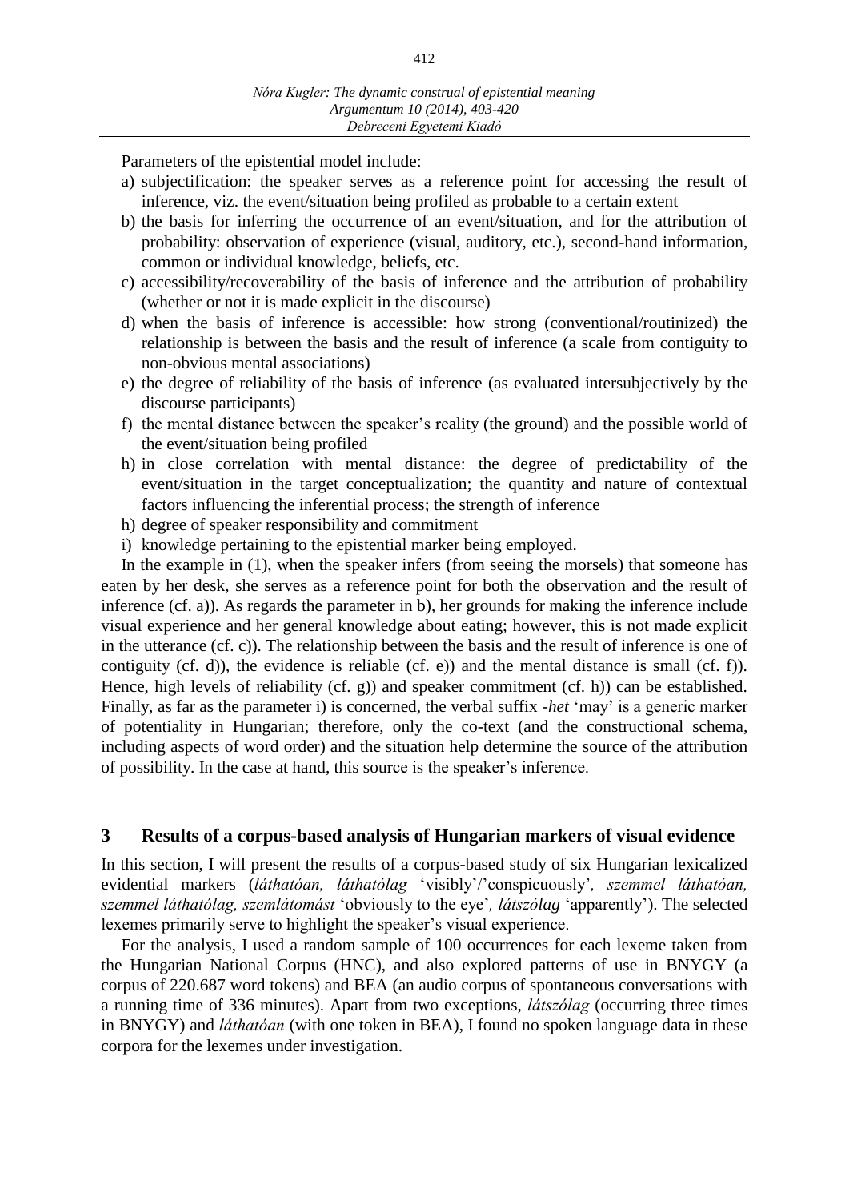Parameters of the epistential model include:

a) subjectification: the speaker serves as a reference point for accessing the result of inference, viz. the event/situation being profiled as probable to a certain extent
b) the basis for inferring the occurrence of an event/situation, and for the attribution of probability: observation of experience (visual, auditory, etc.), second-hand information, common or individual knowledge, beliefs, etc.
c) accessibility/recoverability of the basis of inference and the attribution of probability (whether or not it is made explicit in the discourse)
d) when the basis of inference is accessible: how strong (conventional/routinized) the relationship is between the basis and the result of inference (a scale from contiguity to non-obvious mental associations)
e) the degree of reliability of the basis of inference (as evaluated intersubjectively by the discourse participants)
f) the mental distance between the speaker's reality (the ground) and the possible world of the event/situation being profiled
h) in close correlation with mental distance: the degree of predictability of the event/situation in the target conceptualization; the quantity and nature of contextual factors influencing the inferential process; the strength of inference
h) degree of speaker responsibility and commitment
i) knowledge pertaining to the epistential marker being employed.

In the example in (1), when the speaker infers (from seeing the morsels) that someone has eaten by her desk, she serves as a reference point for both the observation and the result of inference (cf. a)). As regards the parameter in b), her grounds for making the inference include visual experience and her general knowledge about eating; however, this is not made explicit in the utterance (cf. c)). The relationship between the basis and the result of inference is one of contiguity (cf. d)), the evidence is reliable (cf. e)) and the mental distance is small (cf. f)). Hence, high levels of reliability (cf. g)) and speaker commitment (cf. h)) can be established. Finally, as far as the parameter i) is concerned, the verbal suffix *-het* 'may' is a generic marker of potentiality in Hungarian; therefore, only the co-text (and the constructional schema, including aspects of word order) and the situation help determine the source of the attribution of possibility. In the case at hand, this source is the speaker's inference.

## 3 Results of a corpus-based analysis of Hungarian markers of visual evidence

In this section, I will present the results of a corpus-based study of six Hungarian lexicalized evidential markers (*láthatóan, láthatólag* 'visibly'/'conspicuously', *szemmel láthatóan, szemmel láthatólag, szemlátomást* 'obviously to the eye', *látszólag* 'apparently'). The selected lexemes primarily serve to highlight the speaker's visual experience.

For the analysis, I used a random sample of 100 occurrences for each lexeme taken from the Hungarian National Corpus (HNC), and also explored patterns of use in BNYGY (a corpus of 220.687 word tokens) and BEA (an audio corpus of spontaneous conversations with a running time of 336 minutes). Apart from two exceptions, *látszólag* (occurring three times in BNYGY) and *láthatóan* (with one token in BEA), I found no spoken language data in these corpora for the lexemes under investigation.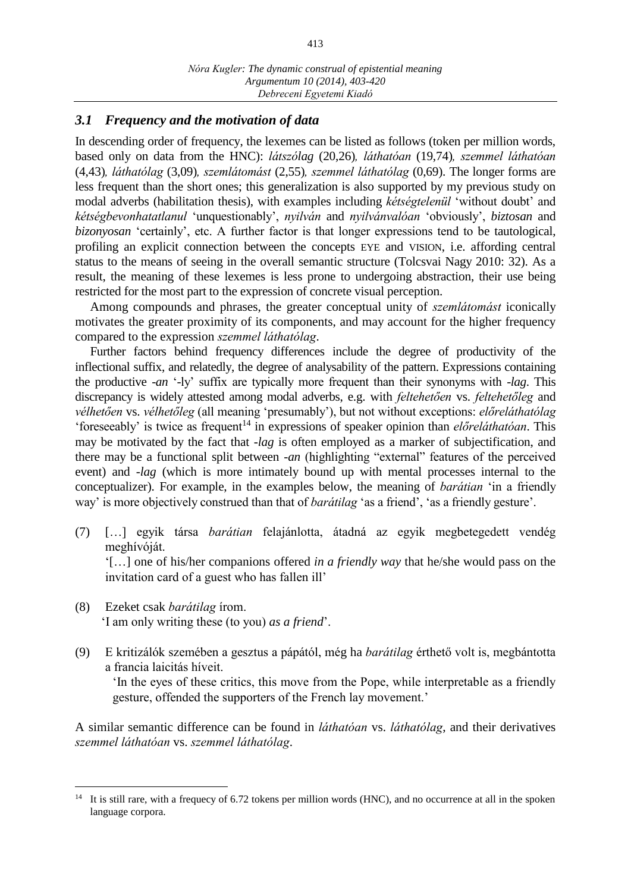### *3.1 Frequency and the motivation of data*

In descending order of frequency, the lexemes can be listed as follows (token per million words, based only on data from the HNC): *látszólag* (20,26)*, láthatóan* (19,74)*, szemmel láthatóan* (4,43)*, láthatólag* (3,09)*, szemlátomást* (2,55)*, szemmel láthatólag* (0,69). The longer forms are less frequent than the short ones; this generalization is also supported by my previous study on modal adverbs (habilitation thesis), with examples including *kétségtelenül* 'without doubt' and *kétségbevonhatatlanul* 'unquestionably', *nyilván* and *nyilvánvalóan* 'obviously', *biztosan* and *bizonyosan* 'certainly', etc. A further factor is that longer expressions tend to be tautological, profiling an explicit connection between the concepts EYE and VISION, i.e. affording central status to the means of seeing in the overall semantic structure (Tolcsvai Nagy 2010: 32). As a result, the meaning of these lexemes is less prone to undergoing abstraction, their use being restricted for the most part to the expression of concrete visual perception.

Among compounds and phrases, the greater conceptual unity of *szemlátomást* iconically motivates the greater proximity of its components, and may account for the higher frequency compared to the expression *szemmel láthatólag*.

Further factors behind frequency differences include the degree of productivity of the inflectional suffix, and relatedly, the degree of analysability of the pattern. Expressions containing the productive *-an* '-ly' suffix are typically more frequent than their synonyms with *-lag*. This discrepancy is widely attested among modal adverbs, e.g. with *feltehetően* vs. *feltehetőleg* and *vélhetően* vs. *vélhetőleg* (all meaning 'presumably'), but not without exceptions: *előreláthatólag* 'foreseeably' is twice as frequent[14] in expressions of speaker opinion than *előreláthatóan*. This may be motivated by the fact that *-lag* is often employed as a marker of subjectification, and there may be a functional split between *-an* (highlighting "external" features of the perceived event) and *-lag* (which is more intimately bound up with mental processes internal to the conceptualizer). For example, in the examples below, the meaning of *barátian* 'in a friendly way' is more objectively construed than that of *barátilag* 'as a friend', 'as a friendly gesture'.

(7) […] egyik társa *barátian* felajánlotta, átadná az egyik megbetegedett vendég meghívóját.
'[…] one of his/her companions offered *in a friendly way* that he/she would pass on the invitation card of a guest who has fallen ill'

(8) Ezeket csak *barátilag* írom.
'I am only writing these (to you) *as a friend*'.

(9) E kritizálók szemében a gesztus a pápától, még ha *barátilag* érthető volt is, megbántotta a francia laicitás híveit.
'In the eyes of these critics, this move from the Pope, while interpretable as a friendly gesture, offended the supporters of the French lay movement.'

A similar semantic difference can be found in *láthatóan* vs. *láthatólag*, and their derivatives *szemmel láthatóan* vs. *szemmel láthatólag*.

---

[14] It is still rare, with a frequency of 6.72 tokens per million words (HNC), and no occurrence at all in the spoken language corpora.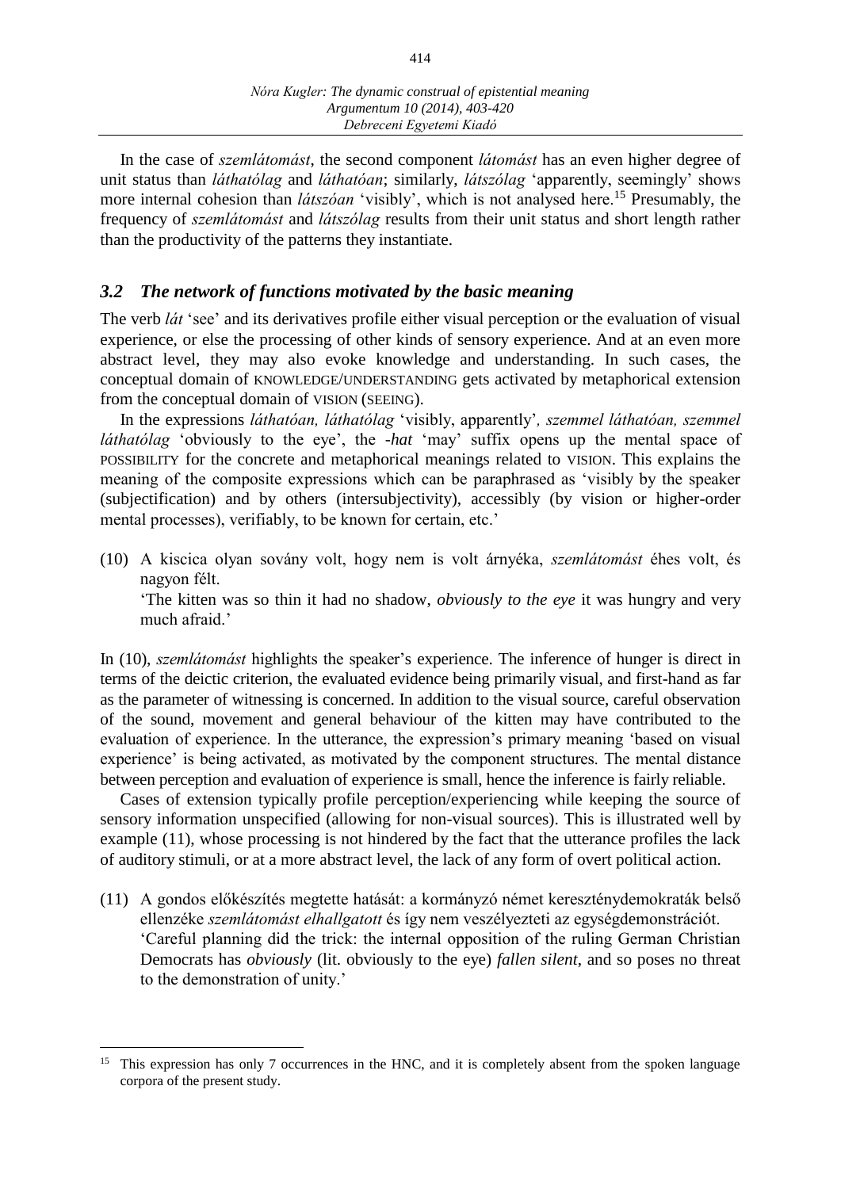In the case of *szemlátomást*, the second component *látomást* has an even higher degree of unit status than *láthatólag* and *láthatóan*; similarly, *látszólag* 'apparently, seemingly' shows more internal cohesion than *látszóan* 'visibly', which is not analysed here.[15] Presumably, the frequency of *szemlátomást* and *látszólag* results from their unit status and short length rather than the productivity of the patterns they instantiate.

### *3.2 The network of functions motivated by the basic meaning*

The verb *lát* 'see' and its derivatives profile either visual perception or the evaluation of visual experience, or else the processing of other kinds of sensory experience. And at an even more abstract level, they may also evoke knowledge and understanding. In such cases, the conceptual domain of KNOWLEDGE/UNDERSTANDING gets activated by metaphorical extension from the conceptual domain of VISION (SEEING).

In the expressions *láthatóan, láthatólag* 'visibly, apparently', *szemmel láthatóan, szemmel láthatólag* 'obviously to the eye', the *-hat* 'may' suffix opens up the mental space of POSSIBILITY for the concrete and metaphorical meanings related to VISION. This explains the meaning of the composite expressions which can be paraphrased as 'visibly by the speaker (subjectification) and by others (intersubjectivity), accessibly (by vision or higher-order mental processes), verifiably, to be known for certain, etc.'

(10) A kiscica olyan sovány volt, hogy nem is volt árnyéka, *szemlátomást* éhes volt, és nagyon félt.
'The kitten was so thin it had no shadow, *obviously to the eye* it was hungry and very much afraid.'

In (10), *szemlátomást* highlights the speaker's experience. The inference of hunger is direct in terms of the deictic criterion, the evaluated evidence being primarily visual, and first-hand as far as the parameter of witnessing is concerned. In addition to the visual source, careful observation of the sound, movement and general behaviour of the kitten may have contributed to the evaluation of experience. In the utterance, the expression's primary meaning 'based on visual experience' is being activated, as motivated by the component structures. The mental distance between perception and evaluation of experience is small, hence the inference is fairly reliable.

Cases of extension typically profile perception/experiencing while keeping the source of sensory information unspecified (allowing for non-visual sources). This is illustrated well by example (11), whose processing is not hindered by the fact that the utterance profiles the lack of auditory stimuli, or at a more abstract level, the lack of any form of overt political action.

(11) A gondos előkészítés megtette hatását: a kormányzó német kereszténydemokraták belső ellenzéke *szemlátomást elhallgatott* és így nem veszélyezteti az egységdemonstrációt.
'Careful planning did the trick: the internal opposition of the ruling German Christian Democrats has *obviously* (lit. obviously to the eye) *fallen silent*, and so poses no threat to the demonstration of unity.'

---

[15] This expression has only 7 occurrences in the HNC, and it is completely absent from the spoken language corpora of the present study.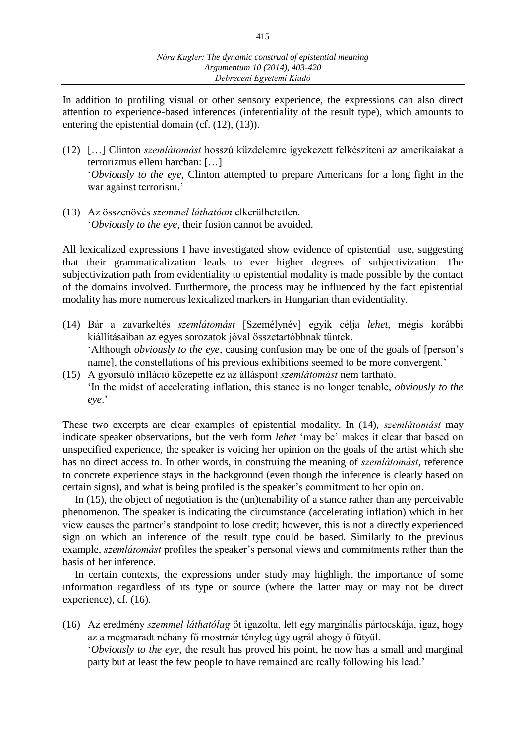In addition to profiling visual or other sensory experience, the expressions can also direct attention to experience-based inferences (inferentiality of the result type), which amounts to entering the epistential domain (cf. (12), (13)).

(12) […] Clinton *szemlátomást* hosszú küzdelemre igyekezett felkészíteni az amerikaiakat a terrorizmus elleni harcban: […]
'*Obviously to the eye*, Clinton attempted to prepare Americans for a long fight in the war against terrorism.'

(13) Az összenövés *szemmel láthatóan* elkerülhetetlen.
'*Obviously to the eye*, their fusion cannot be avoided.

All lexicalized expressions I have investigated show evidence of epistential use, suggesting that their grammaticalization leads to ever higher degrees of subjectivization. The subjectivization path from evidentiality to epistential modality is made possible by the contact of the domains involved. Furthermore, the process may be influenced by the fact epistential modality has more numerous lexicalized markers in Hungarian than evidentiality.

(14) Bár a zavarkeltés *szemlátomást* [Személynév] egyik célja *lehet*, mégis korábbi kiállításaiban az egyes sorozatok jóval összetartóbbnak tűntek.
'Although *obviously to the eye*, causing confusion may be one of the goals of [person's name], the constellations of his previous exhibitions seemed to be more convergent.'

(15) A gyorsuló infláció közepette ez az álláspont *szemlátomást* nem tartható.
'In the midst of accelerating inflation, this stance is no longer tenable, *obviously to the eye*.'

These two excerpts are clear examples of epistential modality. In (14), *szemlátomást* may indicate speaker observations, but the verb form *lehet* 'may be' makes it clear that based on unspecified experience, the speaker is voicing her opinion on the goals of the artist which she has no direct access to. In other words, in construing the meaning of *szemlátomást*, reference to concrete experience stays in the background (even though the inference is clearly based on certain signs), and what is being profiled is the speaker's commitment to her opinion.

In (15), the object of negotiation is the (un)tenability of a stance rather than any perceivable phenomenon. The speaker is indicating the circumstance (accelerating inflation) which in her view causes the partner's standpoint to lose credit; however, this is not a directly experienced sign on which an inference of the result type could be based. Similarly to the previous example, *szemlátomást* profiles the speaker's personal views and commitments rather than the basis of her inference.

In certain contexts, the expressions under study may highlight the importance of some information regardless of its type or source (where the latter may or may not be direct experience), cf. (16).

(16) Az eredmény *szemmel láthatólag* őt igazolta, lett egy marginális pártocskája, igaz, hogy az a megmaradt néhány fő mostmár tényleg úgy ugrál ahogy ő fütyül.
'*Obviously to the eye*, the result has proved his point, he now has a small and marginal party but at least the few people to have remained are really following his lead.'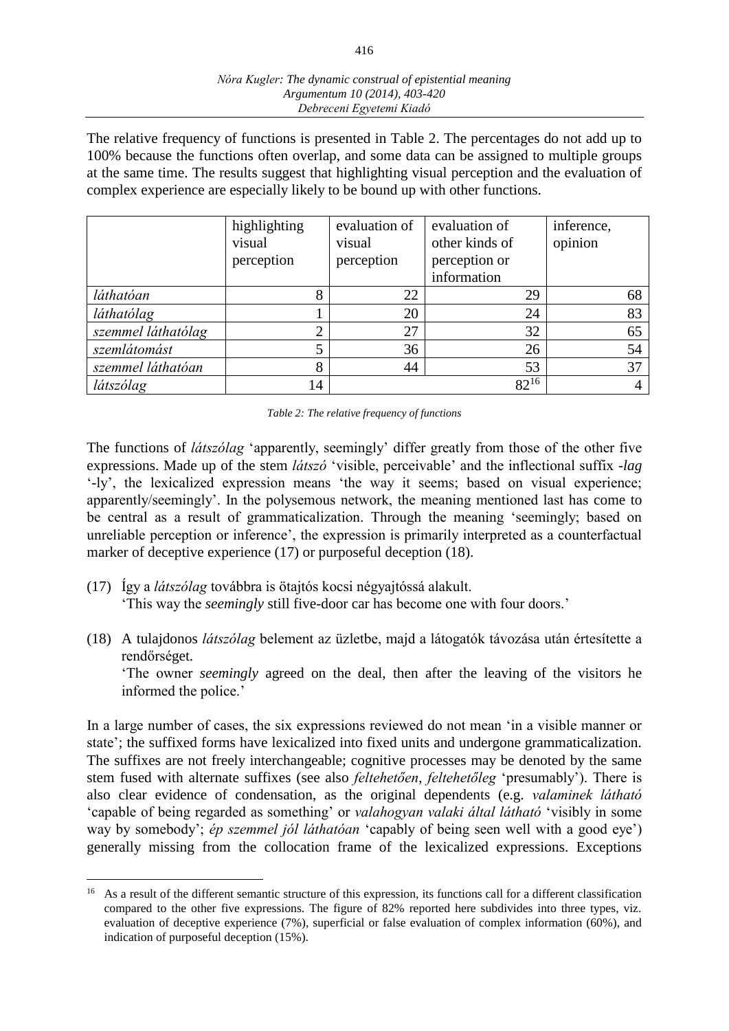The relative frequency of functions is presented in Table 2. The percentages do not add up to 100% because the functions often overlap, and some data can be assigned to multiple groups at the same time. The results suggest that highlighting visual perception and the evaluation of complex experience are especially likely to be bound up with other functions.

| | highlighting visual perception | evaluation of visual perception | evaluation of other kinds of perception or information | inference, opinion |
|---|---|---|---|---|
| *láthatóan* | 8 | 22 | 29 | 68 |
| *láthatólag* | 1 | 20 | 24 | 83 |
| *szemmel láthatólag* | 2 | 27 | 32 | 65 |
| *szemlátomást* | 5 | 36 | 26 | 54 |
| *szemmel láthatóan* | 8 | 44 | 53 | 37 |
| *látszólag* | 14 | | 82[16] | 4 |

*Table 2: The relative frequency of functions*

The functions of *látszólag* 'apparently, seemingly' differ greatly from those of the other five expressions. Made up of the stem *látszó* 'visible, perceivable' and the inflectional suffix *-lag* '-ly', the lexicalized expression means 'the way it seems; based on visual experience; apparently/seemingly'. In the polysemous network, the meaning mentioned last has come to be central as a result of grammaticalization. Through the meaning 'seemingly; based on unreliable perception or inference', the expression is primarily interpreted as a counterfactual marker of deceptive experience (17) or purposeful deception (18).

(17) Így a *látszólag* továbbra is ötajtós kocsi négyajtóssá alakult.
'This way the *seemingly* still five-door car has become one with four doors.'

(18) A tulajdonos *látszólag* belement az üzletbe, majd a látogatók távozása után értesítette a rendőrséget.
'The owner *seemingly* agreed on the deal, then after the leaving of the visitors he informed the police.'

In a large number of cases, the six expressions reviewed do not mean 'in a visible manner or state'; the suffixed forms have lexicalized into fixed units and undergone grammaticalization. The suffixes are not freely interchangeable; cognitive processes may be denoted by the same stem fused with alternate suffixes (see also *feltehetően*, *feltehetőleg* 'presumably'). There is also clear evidence of condensation, as the original dependents (e.g. *valaminek látható* 'capable of being regarded as something' or *valahogyan valaki által látható* 'visibly in some way by somebody'; *ép szemmel jól láthatóan* 'capably of being seen well with a good eye') generally missing from the collocation frame of the lexicalized expressions. Exceptions

[16] As a result of the different semantic structure of this expression, its functions call for a different classification compared to the other five expressions. The figure of 82% reported here subdivides into three types, viz. evaluation of deceptive experience (7%), superficial or false evaluation of complex information (60%), and indication of purposeful deception (15%).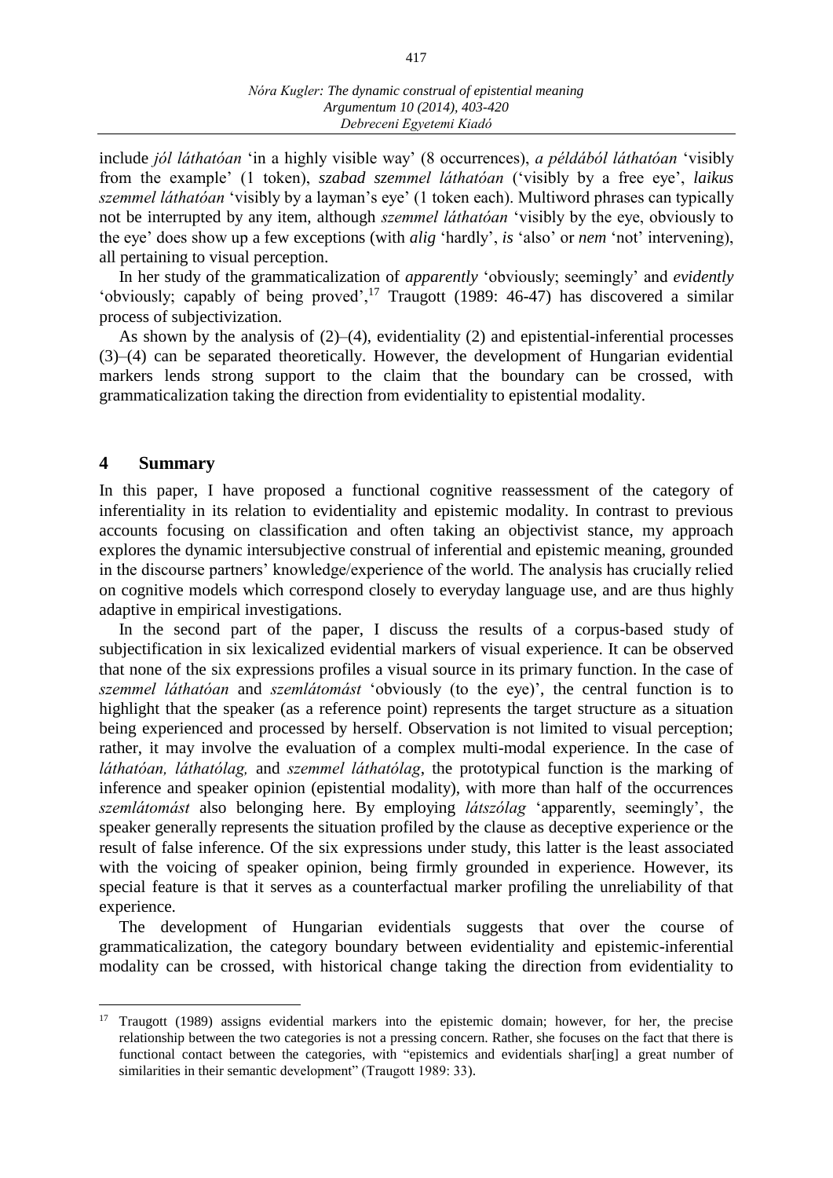include *jól láthatóan* 'in a highly visible way' (8 occurrences), *a példából láthatóan* 'visibly from the example' (1 token), *szabad szemmel láthatóan* ('visibly by a free eye', *laikus szemmel láthatóan* 'visibly by a layman's eye' (1 token each). Multiword phrases can typically not be interrupted by any item, although *szemmel láthatóan* 'visibly by the eye, obviously to the eye' does show up a few exceptions (with *alig* 'hardly', *is* 'also' or *nem* 'not' intervening), all pertaining to visual perception.

In her study of the grammaticalization of *apparently* 'obviously; seemingly' and *evidently* 'obviously; capably of being proved',[17] Traugott (1989: 46-47) has discovered a similar process of subjectivization.

As shown by the analysis of (2)–(4), evidentiality (2) and epistential-inferential processes (3)–(4) can be separated theoretically. However, the development of Hungarian evidential markers lends strong support to the claim that the boundary can be crossed, with grammaticalization taking the direction from evidentiality to epistential modality.

## 4 Summary

In this paper, I have proposed a functional cognitive reassessment of the category of inferentiality in its relation to evidentiality and epistemic modality. In contrast to previous accounts focusing on classification and often taking an objectivist stance, my approach explores the dynamic intersubjective construal of inferential and epistemic meaning, grounded in the discourse partners' knowledge/experience of the world. The analysis has crucially relied on cognitive models which correspond closely to everyday language use, and are thus highly adaptive in empirical investigations.

In the second part of the paper, I discuss the results of a corpus-based study of subjectification in six lexicalized evidential markers of visual experience. It can be observed that none of the six expressions profiles a visual source in its primary function. In the case of *szemmel láthatóan* and *szemlátomást* 'obviously (to the eye)', the central function is to highlight that the speaker (as a reference point) represents the target structure as a situation being experienced and processed by herself. Observation is not limited to visual perception; rather, it may involve the evaluation of a complex multi-modal experience. In the case of *láthatóan, láthatólag,* and *szemmel láthatólag*, the prototypical function is the marking of inference and speaker opinion (epistential modality), with more than half of the occurrences *szemlátomást* also belonging here. By employing *látszólag* 'apparently, seemingly', the speaker generally represents the situation profiled by the clause as deceptive experience or the result of false inference. Of the six expressions under study, this latter is the least associated with the voicing of speaker opinion, being firmly grounded in experience. However, its special feature is that it serves as a counterfactual marker profiling the unreliability of that experience.

The development of Hungarian evidentials suggests that over the course of grammaticalization, the category boundary between evidentiality and epistemic-inferential modality can be crossed, with historical change taking the direction from evidentiality to

---

[17] Traugott (1989) assigns evidential markers into the epistemic domain; however, for her, the precise relationship between the two categories is not a pressing concern. Rather, she focuses on the fact that there is functional contact between the categories, with "epistemics and evidentials shar[ing] a great number of similarities in their semantic development" (Traugott 1989: 33).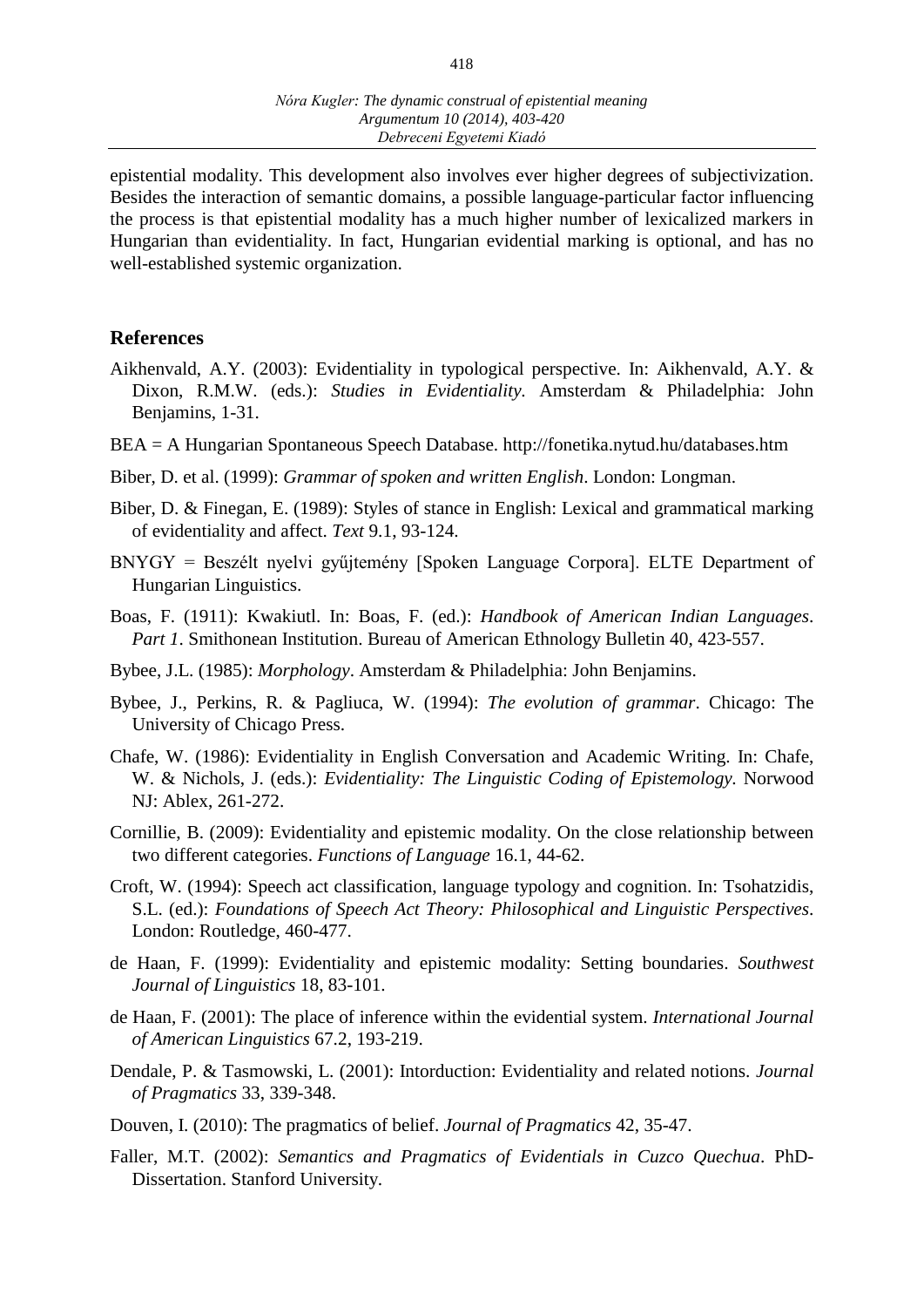epistential modality. This development also involves ever higher degrees of subjectivization. Besides the interaction of semantic domains, a possible language-particular factor influencing the process is that epistential modality has a much higher number of lexicalized markers in Hungarian than evidentiality. In fact, Hungarian evidential marking is optional, and has no well-established systemic organization.

## References

Aikhenvald, A.Y. (2003): Evidentiality in typological perspective. In: Aikhenvald, A.Y. & Dixon, R.M.W. (eds.): *Studies in Evidentiality.* Amsterdam & Philadelphia: John Benjamins, 1-31.

BEA = A Hungarian Spontaneous Speech Database. http://fonetika.nytud.hu/databases.htm

Biber, D. et al. (1999): *Grammar of spoken and written English*. London: Longman.

Biber, D. & Finegan, E. (1989): Styles of stance in English: Lexical and grammatical marking of evidentiality and affect. *Text* 9.1, 93-124.

BNYGY = Beszélt nyelvi gyűjtemény [Spoken Language Corpora]. ELTE Department of Hungarian Linguistics.

Boas, F. (1911): Kwakiutl. In: Boas, F. (ed.): *Handbook of American Indian Languages*. *Part 1*. Smithonean Institution. Bureau of American Ethnology Bulletin 40, 423-557.

Bybee, J.L. (1985): *Morphology*. Amsterdam & Philadelphia: John Benjamins.

Bybee, J., Perkins, R. & Pagliuca, W. (1994): *The evolution of grammar*. Chicago: The University of Chicago Press.

Chafe, W. (1986): Evidentiality in English Conversation and Academic Writing. In: Chafe, W. & Nichols, J. (eds.): *Evidentiality: The Linguistic Coding of Epistemology*. Norwood NJ: Ablex, 261-272.

Cornillie, B. (2009): Evidentiality and epistemic modality. On the close relationship between two different categories. *Functions of Language* 16.1, 44-62.

Croft, W. (1994): Speech act classification, language typology and cognition. In: Tsohatzidis, S.L. (ed.): *Foundations of Speech Act Theory: Philosophical and Linguistic Perspectives*. London: Routledge, 460-477.

de Haan, F. (1999): Evidentiality and epistemic modality: Setting boundaries. *Southwest Journal of Linguistics* 18, 83-101.

de Haan, F. (2001): The place of inference within the evidential system. *International Journal of American Linguistics* 67.2, 193-219.

Dendale, P. & Tasmowski, L. (2001): Intorduction: Evidentiality and related notions. *Journal of Pragmatics* 33, 339-348.

Douven, I. (2010): The pragmatics of belief. *Journal of Pragmatics* 42, 35-47.

Faller, M.T. (2002): *Semantics and Pragmatics of Evidentials in Cuzco Quechua*. PhD-Dissertation. Stanford University.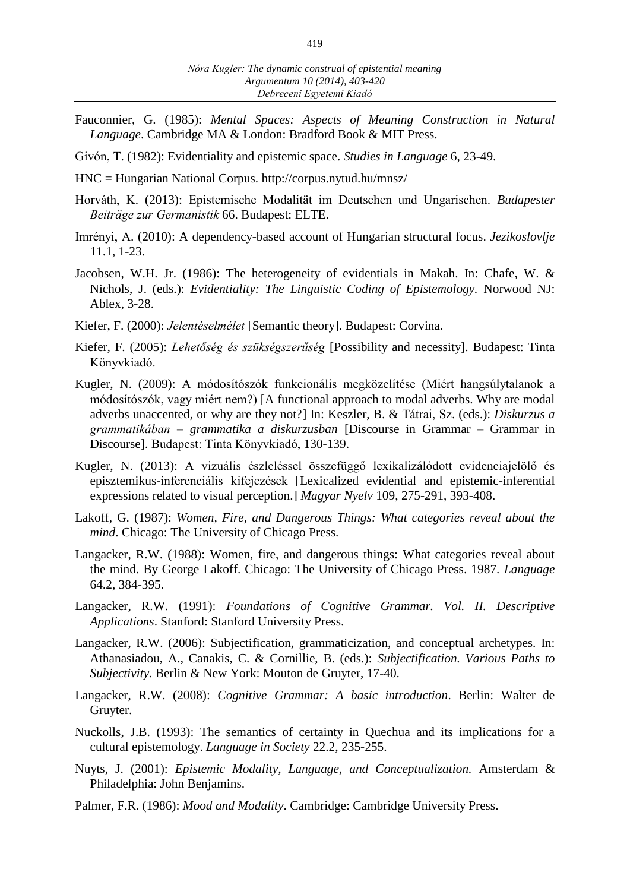Fauconnier, G. (1985): *Mental Spaces: Aspects of Meaning Construction in Natural Language*. Cambridge MA & London: Bradford Book & MIT Press.

Givón, T. (1982): Evidentiality and epistemic space. *Studies in Language* 6, 23-49.

HNC = Hungarian National Corpus. http://corpus.nytud.hu/mnsz/

Horváth, K. (2013): Epistemische Modalität im Deutschen und Ungarischen. *Budapester Beiträge zur Germanistik* 66. Budapest: ELTE.

Imrényi, A. (2010): A dependency-based account of Hungarian structural focus. *Jezikoslovlje* 11.1, 1-23.

Jacobsen, W.H. Jr. (1986): The heterogeneity of evidentials in Makah. In: Chafe, W. & Nichols, J. (eds.): *Evidentiality: The Linguistic Coding of Epistemology*. Norwood NJ: Ablex, 3-28.

Kiefer, F. (2000): *Jelentéselmélet* [Semantic theory]. Budapest: Corvina.

Kiefer, F. (2005): *Lehetőség és szükségszerűség* [Possibility and necessity]. Budapest: Tinta Könyvkiadó.

Kugler, N. (2009): A módosítószók funkcionális megközelítése (Miért hangsúlytalanok a módosítószók, vagy miért nem?) [A functional approach to modal adverbs. Why are modal adverbs unaccented, or why are they not?] In: Keszler, B. & Tátrai, Sz. (eds.): *Diskurzus a grammatikában – grammatika a diskurzusban* [Discourse in Grammar – Grammar in Discourse]. Budapest: Tinta Könyvkiadó, 130-139.

Kugler, N. (2013): A vizuális észleléssel összefüggő lexikalizálódott evidenciajelölő és episztemikus-inferenciális kifejezések [Lexicalized evidential and epistemic-inferential expressions related to visual perception.] *Magyar Nyelv* 109, 275-291, 393-408.

Lakoff, G. (1987): *Women, Fire, and Dangerous Things: What categories reveal about the mind*. Chicago: The University of Chicago Press.

Langacker, R.W. (1988): Women, fire, and dangerous things: What categories reveal about the mind. By George Lakoff. Chicago: The University of Chicago Press. 1987. *Language* 64.2, 384-395.

Langacker, R.W. (1991): *Foundations of Cognitive Grammar. Vol. II. Descriptive Applications*. Stanford: Stanford University Press.

Langacker, R.W. (2006): Subjectification, grammaticization, and conceptual archetypes. In: Athanasiadou, A., Canakis, C. & Cornillie, B. (eds.): *Subjectification. Various Paths to Subjectivity.* Berlin & New York: Mouton de Gruyter, 17-40.

Langacker, R.W. (2008): *Cognitive Grammar: A basic introduction*. Berlin: Walter de Gruyter.

Nuckolls, J.B. (1993): The semantics of certainty in Quechua and its implications for a cultural epistemology. *Language in Society* 22.2, 235-255.

Nuyts, J. (2001): *Epistemic Modality, Language, and Conceptualization.* Amsterdam & Philadelphia: John Benjamins.

Palmer, F.R. (1986): *Mood and Modality*. Cambridge: Cambridge University Press.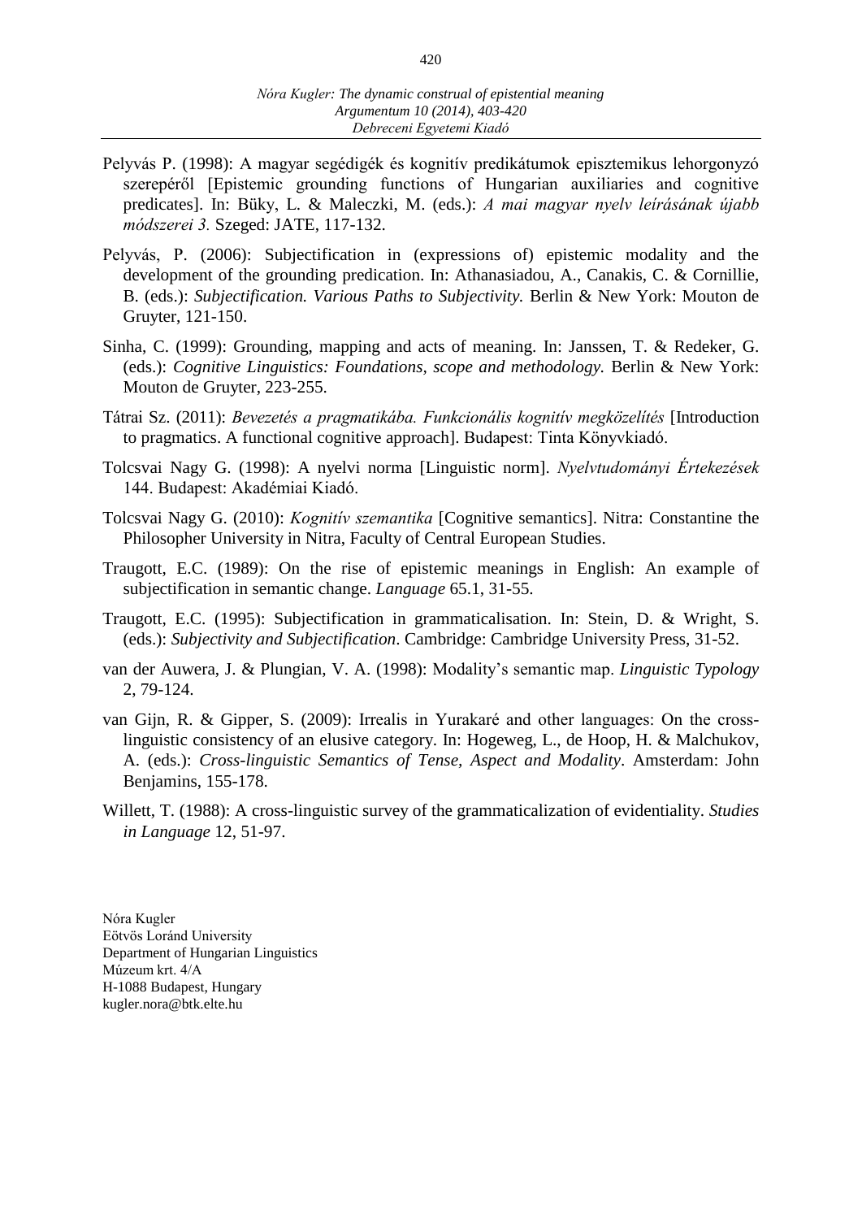Pelyvás P. (1998): A magyar segédigék és kognitív predikátumok episztemikus lehorgonyzó szerepéről [Epistemic grounding functions of Hungarian auxiliaries and cognitive predicates]. In: Büky, L. & Maleczki, M. (eds.): *A mai magyar nyelv leírásának újabb módszerei 3.* Szeged: JATE, 117-132.

Pelyvás, P. (2006): Subjectification in (expressions of) epistemic modality and the development of the grounding predication. In: Athanasiadou, A., Canakis, C. & Cornillie, B. (eds.): *Subjectification. Various Paths to Subjectivity.* Berlin & New York: Mouton de Gruyter, 121-150.

Sinha, C. (1999): Grounding, mapping and acts of meaning. In: Janssen, T. & Redeker, G. (eds.): *Cognitive Linguistics: Foundations, scope and methodology.* Berlin & New York: Mouton de Gruyter, 223-255.

Tátrai Sz. (2011): *Bevezetés a pragmatikába. Funkcionális kognitív megközelítés* [Introduction to pragmatics. A functional cognitive approach]. Budapest: Tinta Könyvkiadó.

Tolcsvai Nagy G. (1998): A nyelvi norma [Linguistic norm]. *Nyelvtudományi Értekezések* 144. Budapest: Akadémiai Kiadó.

Tolcsvai Nagy G. (2010): *Kognitív szemantika* [Cognitive semantics]. Nitra: Constantine the Philosopher University in Nitra, Faculty of Central European Studies.

Traugott, E.C. (1989): On the rise of epistemic meanings in English: An example of subjectification in semantic change. *Language* 65.1, 31-55.

Traugott, E.C. (1995): Subjectification in grammaticalisation. In: Stein, D. & Wright, S. (eds.): *Subjectivity and Subjectification*. Cambridge: Cambridge University Press, 31-52.

van der Auwera, J. & Plungian, V. A. (1998): Modality's semantic map. *Linguistic Typology* 2, 79-124.

van Gijn, R. & Gipper, S. (2009): Irrealis in Yurakaré and other languages: On the cross-linguistic consistency of an elusive category. In: Hogeweg, L., de Hoop, H. & Malchukov, A. (eds.): *Cross-linguistic Semantics of Tense, Aspect and Modality*. Amsterdam: John Benjamins, 155-178.

Willett, T. (1988): A cross-linguistic survey of the grammaticalization of evidentiality. *Studies in Language* 12, 51-97.

Nóra Kugler
Eötvös Loránd University
Department of Hungarian Linguistics
Múzeum krt. 4/A
H-1088 Budapest, Hungary
kugler.nora@btk.elte.hu